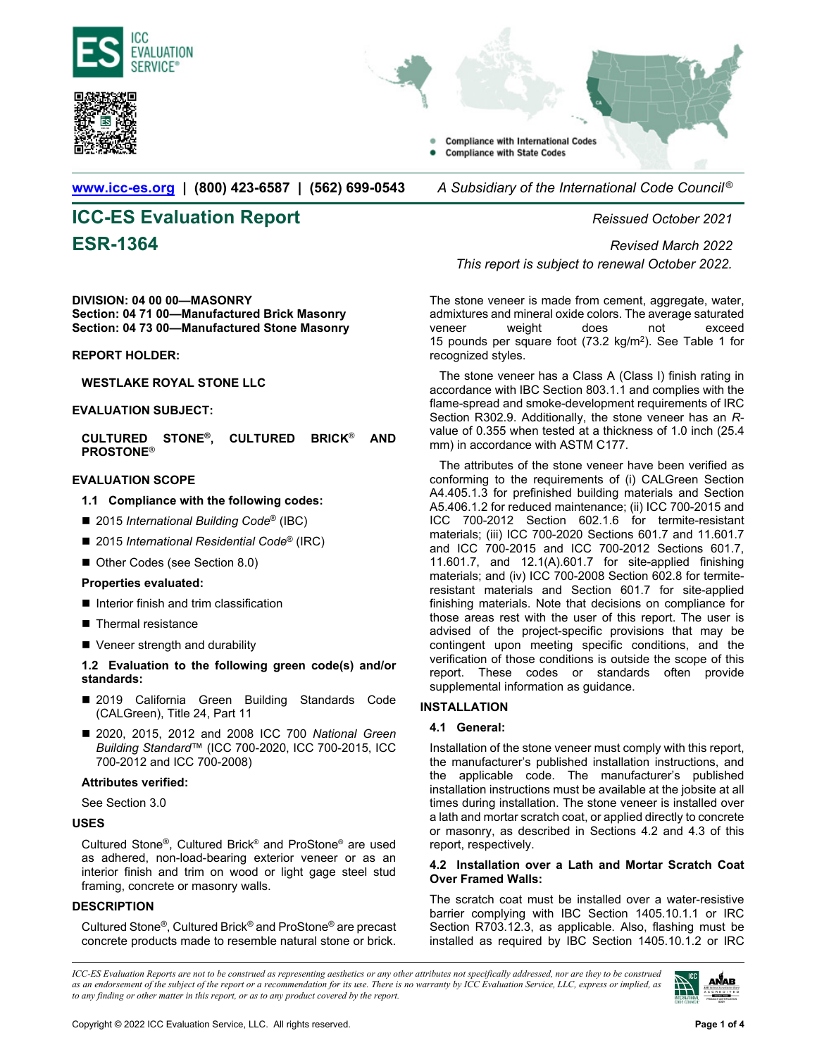www.icc-es.org | (800) 423-6587 | (562) 699-0543 *A Subsidiary of the International Code Council®*

# ICC-ES Evaluation Report

## ESR-1364

*Reissued October 2021*

*Revised March 2022*

*This report is subject to renewal October 2022.*

**DIVISION: 04 00 00—MASONRY**
**Section: 04 71 00—Manufactured Brick Masonry**
**Section: 04 73 00—Manufactured Stone Masonry**

**REPORT HOLDER:**

**WESTLAKE ROYAL STONE LLC**

**EVALUATION SUBJECT:**

**CULTURED STONE®, CULTURED BRICK® AND PROSTONE®**

**EVALUATION SCOPE**

**1.1 Compliance with the following codes:**

- 2015 *International Building Code®* (IBC)
- 2015 *International Residential Code®* (IRC)
- Other Codes (see Section 8.0)

**Properties evaluated:**

- Interior finish and trim classification
- Thermal resistance
- Veneer strength and durability

**1.2 Evaluation to the following green code(s) and/or standards:**

- 2019 California Green Building Standards Code (CALGreen), Title 24, Part 11
- 2020, 2015, 2012 and 2008 ICC 700 *National Green Building Standard*™ (ICC 700-2020, ICC 700-2015, ICC 700-2012 and ICC 700-2008)

**Attributes verified:**

See Section 3.0

**USES**

Cultured Stone®, Cultured Brick® and ProStone® are used as adhered, non-load-bearing exterior veneer or as an interior finish and trim on wood or light gage steel stud framing, concrete or masonry walls.

**DESCRIPTION**

Cultured Stone®, Cultured Brick® and ProStone® are precast concrete products made to resemble natural stone or brick. The stone veneer is made from cement, aggregate, water, admixtures and mineral oxide colors. The average saturated veneer weight does not exceed 15 pounds per square foot (73.2 kg/m$^2$). See Table 1 for recognized styles.

The stone veneer has a Class A (Class I) finish rating in accordance with IBC Section 803.1.1 and complies with the flame-spread and smoke-development requirements of IRC Section R302.9. Additionally, the stone veneer has an *R*-value of 0.355 when tested at a thickness of 1.0 inch (25.4 mm) in accordance with ASTM C177.

The attributes of the stone veneer have been verified as conforming to the requirements of (i) CALGreen Section A4.405.1.3 for prefinished building materials and Section A5.406.1.2 for reduced maintenance; (ii) ICC 700-2015 and ICC 700-2012 Section 602.1.6 for termite-resistant materials; (iii) ICC 700-2020 Sections 601.7 and 11.601.7 and ICC 700-2015 and ICC 700-2012 Sections 601.7, 11.601.7, and 12.1(A).601.7 for site-applied finishing materials; and (iv) ICC 700-2008 Section 602.8 for termite-resistant materials and Section 601.7 for site-applied finishing materials. Note that decisions on compliance for those areas rest with the user of this report. The user is advised of the project-specific provisions that may be contingent upon meeting specific conditions, and the verification of those conditions is outside the scope of this report. These codes or standards often provide supplemental information as guidance.

**INSTALLATION**

**4.1 General:**

Installation of the stone veneer must comply with this report, the manufacturer's published installation instructions, and the applicable code. The manufacturer's published installation instructions must be available at the jobsite at all times during installation. The stone veneer is installed over a lath and mortar scratch coat, or applied directly to concrete or masonry, as described in Sections 4.2 and 4.3 of this report, respectively.

**4.2 Installation over a Lath and Mortar Scratch Coat Over Framed Walls:**

The scratch coat must be installed over a water-resistive barrier complying with IBC Section 1405.10.1.1 or IRC Section R703.12.3, as applicable. Also, flashing must be installed as required by IBC Section 1405.10.1.2 or IRC

*ICC-ES Evaluation Reports are not to be construed as representing aesthetics or any other attributes not specifically addressed, nor are they to be construed as an endorsement of the subject of the report or a recommendation for its use. There is no warranty by ICC Evaluation Service, LLC, express or implied, as to any finding or other matter in this report, or as to any product covered by the report.*

Copyright © 2022 ICC Evaluation Service, LLC. All rights reserved.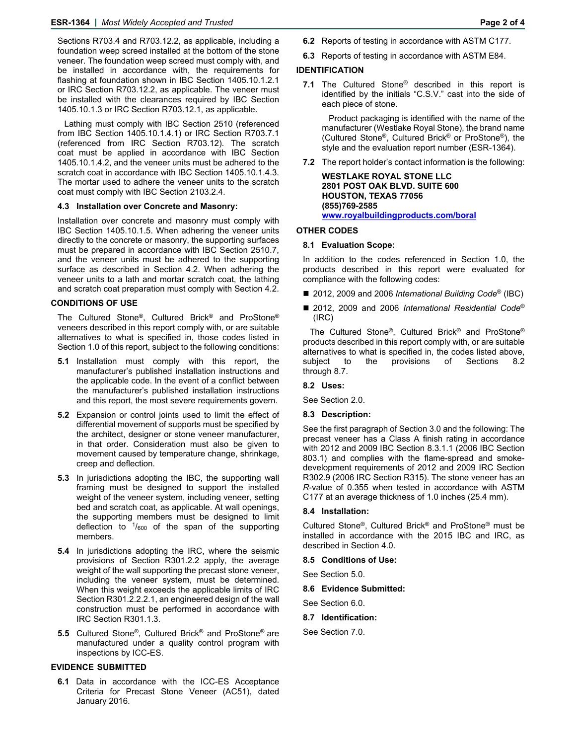Sections R703.4 and R703.12.2, as applicable, including a foundation weep screed installed at the bottom of the stone veneer. The foundation weep screed must comply with, and be installed in accordance with, the requirements for flashing at foundation shown in IBC Section 1405.10.1.2.1 or IRC Section R703.12.2, as applicable. The veneer must be installed with the clearances required by IBC Section 1405.10.1.3 or IRC Section R703.12.1, as applicable.

Lathing must comply with IBC Section 2510 (referenced from IBC Section 1405.10.1.4.1) or IRC Section R703.7.1 (referenced from IRC Section R703.12). The scratch coat must be applied in accordance with IBC Section 1405.10.1.4.2, and the veneer units must be adhered to the scratch coat in accordance with IBC Section 1405.10.1.4.3. The mortar used to adhere the veneer units to the scratch coat must comply with IBC Section 2103.2.4.

### 4.3 Installation over Concrete and Masonry:

Installation over concrete and masonry must comply with IBC Section 1405.10.1.5. When adhering the veneer units directly to the concrete or masonry, the supporting surfaces must be prepared in accordance with IBC Section 2510.7, and the veneer units must be adhered to the supporting surface as described in Section 4.2. When adhering the veneer units to a lath and mortar scratch coat, the lathing and scratch coat preparation must comply with Section 4.2.

## CONDITIONS OF USE

The Cultured Stone®, Cultured Brick® and ProStone® veneers described in this report comply with, or are suitable alternatives to what is specified in, those codes listed in Section 1.0 of this report, subject to the following conditions:

**5.1** Installation must comply with this report, the manufacturer's published installation instructions and the applicable code. In the event of a conflict between the manufacturer's published installation instructions and this report, the most severe requirements govern.

**5.2** Expansion or control joints used to limit the effect of differential movement of supports must be specified by the architect, designer or stone veneer manufacturer, in that order. Consideration must also be given to movement caused by temperature change, shrinkage, creep and deflection.

**5.3** In jurisdictions adopting the IBC, the supporting wall framing must be designed to support the installed weight of the veneer system, including veneer, setting bed and scratch coat, as applicable. At wall openings, the supporting members must be designed to limit deflection to $^1/_{600}$ of the span of the supporting members.

**5.4** In jurisdictions adopting the IRC, where the seismic provisions of Section R301.2.2 apply, the average weight of the wall supporting the precast stone veneer, including the veneer system, must be determined. When this weight exceeds the applicable limits of IRC Section R301.2.2.2.1, an engineered design of the wall construction must be performed in accordance with IRC Section R301.1.3.

**5.5** Cultured Stone®, Cultured Brick® and ProStone® are manufactured under a quality control program with inspections by ICC-ES.

## EVIDENCE SUBMITTED

**6.1** Data in accordance with the ICC-ES Acceptance Criteria for Precast Stone Veneer (AC51), dated January 2016.

**6.2** Reports of testing in accordance with ASTM C177.

**6.3** Reports of testing in accordance with ASTM E84.

## IDENTIFICATION

**7.1** The Cultured Stone® described in this report is identified by the initials "C.S.V." cast into the side of each piece of stone.

Product packaging is identified with the name of the manufacturer (Westlake Royal Stone), the brand name (Cultured Stone®, Cultured Brick® or ProStone®), the style and the evaluation report number (ESR-1364).

**7.2** The report holder's contact information is the following:

**WESTLAKE ROYAL STONE LLC**
**2801 POST OAK BLVD. SUITE 600**
**HOUSTON, TEXAS 77056**
**(855)769-2585**
**www.royalbuildingproducts.com/boral**

## OTHER CODES

### 8.1 Evaluation Scope:

In addition to the codes referenced in Section 1.0, the products described in this report were evaluated for compliance with the following codes:

- 2012, 2009 and 2006 *International Building Code*® (IBC)
- 2012, 2009 and 2006 *International Residential Code*® (IRC)

The Cultured Stone®, Cultured Brick® and ProStone® products described in this report comply with, or are suitable alternatives to what is specified in, the codes listed above, subject to the provisions of Sections 8.2 through 8.7.

### 8.2 Uses:

See Section 2.0.

### 8.3 Description:

See the first paragraph of Section 3.0 and the following: The precast veneer has a Class A finish rating in accordance with 2012 and 2009 IBC Section 8.3.1.1 (2006 IBC Section 803.1) and complies with the flame-spread and smoke-development requirements of 2012 and 2009 IRC Section R302.9 (2006 IRC Section R315). The stone veneer has an *R*-value of 0.355 when tested in accordance with ASTM C177 at an average thickness of 1.0 inches (25.4 mm).

### 8.4 Installation:

Cultured Stone®, Cultured Brick® and ProStone® must be installed in accordance with the 2015 IBC and IRC, as described in Section 4.0.

### 8.5 Conditions of Use:

See Section 5.0.

### 8.6 Evidence Submitted:

See Section 6.0.

### 8.7 Identification:

See Section 7.0.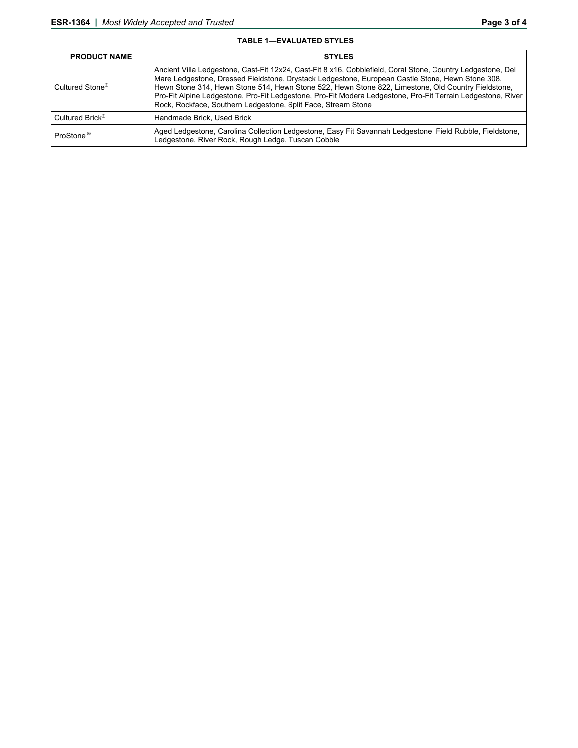**TABLE 1—EVALUATED STYLES**

| PRODUCT NAME | STYLES |
|---|---|
| Cultured Stone® | Ancient Villa Ledgestone, Cast-Fit 12x24, Cast-Fit 8 x16, Cobblefield, Coral Stone, Country Ledgestone, Del Mare Ledgestone, Dressed Fieldstone, Drystack Ledgestone, European Castle Stone, Hewn Stone 308, Hewn Stone 314, Hewn Stone 514, Hewn Stone 522, Hewn Stone 822, Limestone, Old Country Fieldstone, Pro-Fit Alpine Ledgestone, Pro-Fit Ledgestone, Pro-Fit Modera Ledgestone, Pro-Fit Terrain Ledgestone, River Rock, Rockface, Southern Ledgestone, Split Face, Stream Stone |
| Cultured Brick® | Handmade Brick, Used Brick |
| ProStone® | Aged Ledgestone, Carolina Collection Ledgestone, Easy Fit Savannah Ledgestone, Field Rubble, Fieldstone, Ledgestone, River Rock, Rough Ledge, Tuscan Cobble |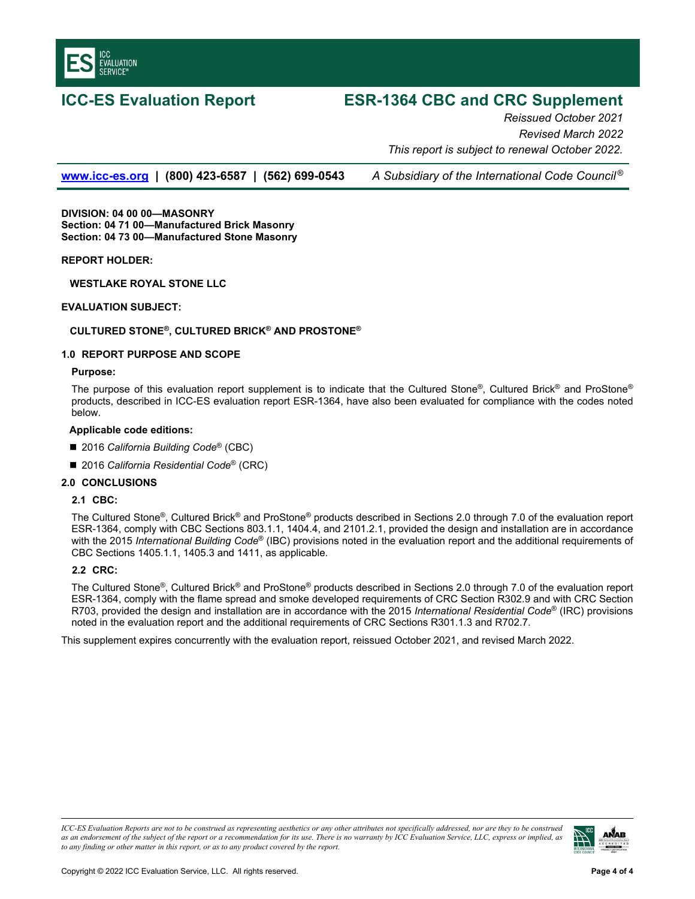# ICC-ES Evaluation Report

# ESR-1364 CBC and CRC Supplement

*Reissued October 2021*
*Revised March 2022*
*This report is subject to renewal October 2022.*

**www.icc-es.org | (800) 423-6587 | (562) 699-0543** *A Subsidiary of the International Code Council®*

**DIVISION: 04 00 00—MASONRY**
**Section: 04 71 00—Manufactured Brick Masonry**
**Section: 04 73 00—Manufactured Stone Masonry**

**REPORT HOLDER:**

**WESTLAKE ROYAL STONE LLC**

**EVALUATION SUBJECT:**

**CULTURED STONE®, CULTURED BRICK® AND PROSTONE®**

## 1.0 REPORT PURPOSE AND SCOPE

**Purpose:**

The purpose of this evaluation report supplement is to indicate that the Cultured Stone®, Cultured Brick® and ProStone® products, described in ICC-ES evaluation report ESR-1364, have also been evaluated for compliance with the codes noted below.

**Applicable code editions:**

- 2016 *California Building Code®* (CBC)
- 2016 *California Residential Code®* (CRC)

## 2.0 CONCLUSIONS

### 2.1 CBC:

The Cultured Stone®, Cultured Brick® and ProStone® products described in Sections 2.0 through 7.0 of the evaluation report ESR-1364, comply with CBC Sections 803.1.1, 1404.4, and 2101.2.1, provided the design and installation are in accordance with the 2015 *International Building Code®* (IBC) provisions noted in the evaluation report and the additional requirements of CBC Sections 1405.1.1, 1405.3 and 1411, as applicable.

### 2.2 CRC:

The Cultured Stone®, Cultured Brick® and ProStone® products described in Sections 2.0 through 7.0 of the evaluation report ESR-1364, comply with the flame spread and smoke developed requirements of CRC Section R302.9 and with CRC Section R703, provided the design and installation are in accordance with the 2015 *International Residential Code®* (IRC) provisions noted in the evaluation report and the additional requirements of CRC Sections R301.1.3 and R702.7.

This supplement expires concurrently with the evaluation report, reissued October 2021, and revised March 2022.

*ICC-ES Evaluation Reports are not to be construed as representing aesthetics or any other attributes not specifically addressed, nor are they to be construed as an endorsement of the subject of the report or a recommendation for its use. There is no warranty by ICC Evaluation Service, LLC, express or implied, as to any finding or other matter in this report, or as to any product covered by the report.*

Copyright © 2022 ICC Evaluation Service, LLC. All rights reserved.